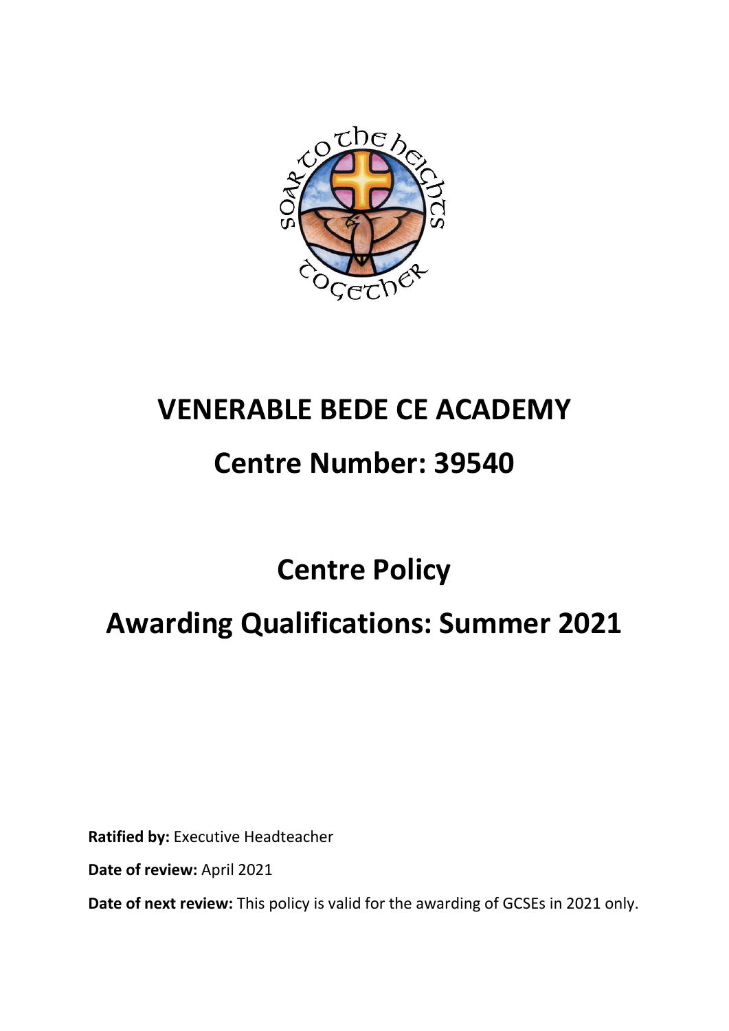# VENERABLE BEDE CE ACADEMY

## Centre Number: 39540

# Centre Policy

# Awarding Qualifications: Summer 2021

**Ratified by:** Executive Headteacher

**Date of review:** April 2021

**Date of next review:** This policy is valid for the awarding of GCSEs in 2021 only.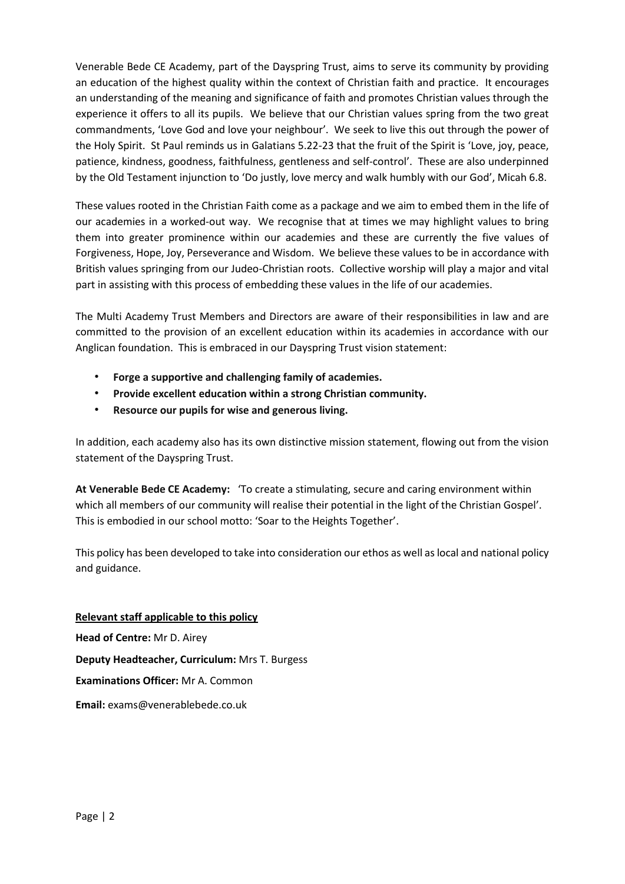Venerable Bede CE Academy, part of the Dayspring Trust, aims to serve its community by providing an education of the highest quality within the context of Christian faith and practice. It encourages an understanding of the meaning and significance of faith and promotes Christian values through the experience it offers to all its pupils. We believe that our Christian values spring from the two great commandments, 'Love God and love your neighbour'. We seek to live this out through the power of the Holy Spirit. St Paul reminds us in Galatians 5.22-23 that the fruit of the Spirit is 'Love, joy, peace, patience, kindness, goodness, faithfulness, gentleness and self-control'. These are also underpinned by the Old Testament injunction to 'Do justly, love mercy and walk humbly with our God', Micah 6.8.

These values rooted in the Christian Faith come as a package and we aim to embed them in the life of our academies in a worked-out way. We recognise that at times we may highlight values to bring them into greater prominence within our academies and these are currently the five values of Forgiveness, Hope, Joy, Perseverance and Wisdom. We believe these values to be in accordance with British values springing from our Judeo-Christian roots. Collective worship will play a major and vital part in assisting with this process of embedding these values in the life of our academies.

The Multi Academy Trust Members and Directors are aware of their responsibilities in law and are committed to the provision of an excellent education within its academies in accordance with our Anglican foundation. This is embraced in our Dayspring Trust vision statement:

- **Forge a supportive and challenging family of academies.**
- **Provide excellent education within a strong Christian community.**
- **Resource our pupils for wise and generous living.**

In addition, each academy also has its own distinctive mission statement, flowing out from the vision statement of the Dayspring Trust.

**At Venerable Bede CE Academy:** 'To create a stimulating, secure and caring environment within which all members of our community will realise their potential in the light of the Christian Gospel'. This is embodied in our school motto: 'Soar to the Heights Together'.

This policy has been developed to take into consideration our ethos as well as local and national policy and guidance.

**Relevant staff applicable to this policy**

**Head of Centre:** Mr D. Airey

**Deputy Headteacher, Curriculum:** Mrs T. Burgess

**Examinations Officer:** Mr A. Common

**Email:** exams@venerablebede.co.uk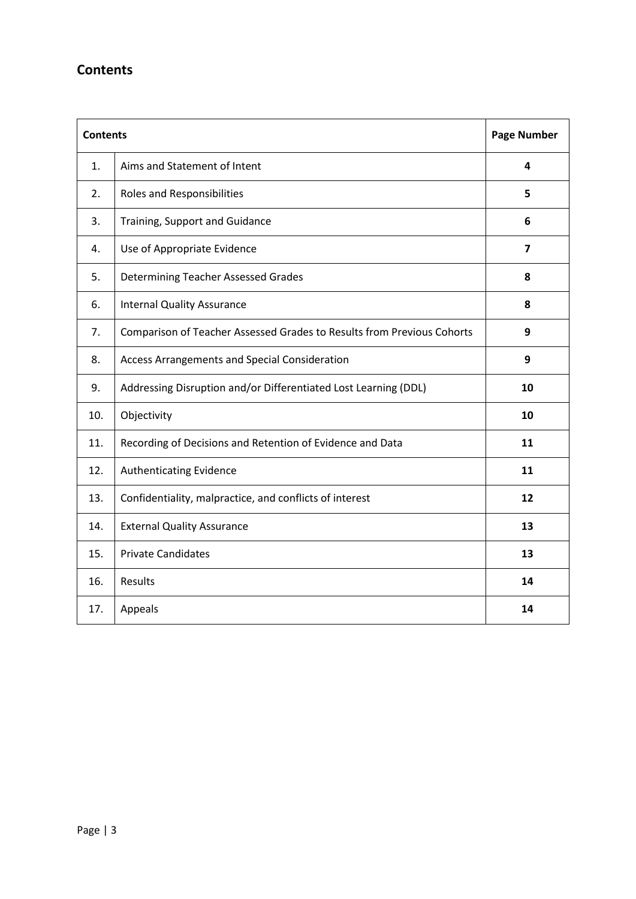## Contents

| Contents | | Page Number |
|---|---|---|
| 1. | Aims and Statement of Intent | **4** |
| 2. | Roles and Responsibilities | **5** |
| 3. | Training, Support and Guidance | **6** |
| 4. | Use of Appropriate Evidence | **7** |
| 5. | Determining Teacher Assessed Grades | **8** |
| 6. | Internal Quality Assurance | **8** |
| 7. | Comparison of Teacher Assessed Grades to Results from Previous Cohorts | **9** |
| 8. | Access Arrangements and Special Consideration | **9** |
| 9. | Addressing Disruption and/or Differentiated Lost Learning (DDL) | **10** |
| 10. | Objectivity | **10** |
| 11. | Recording of Decisions and Retention of Evidence and Data | **11** |
| 12. | Authenticating Evidence | **11** |
| 13. | Confidentiality, malpractice, and conflicts of interest | **12** |
| 14. | External Quality Assurance | **13** |
| 15. | Private Candidates | **13** |
| 16. | Results | **14** |
| 17. | Appeals | **14** |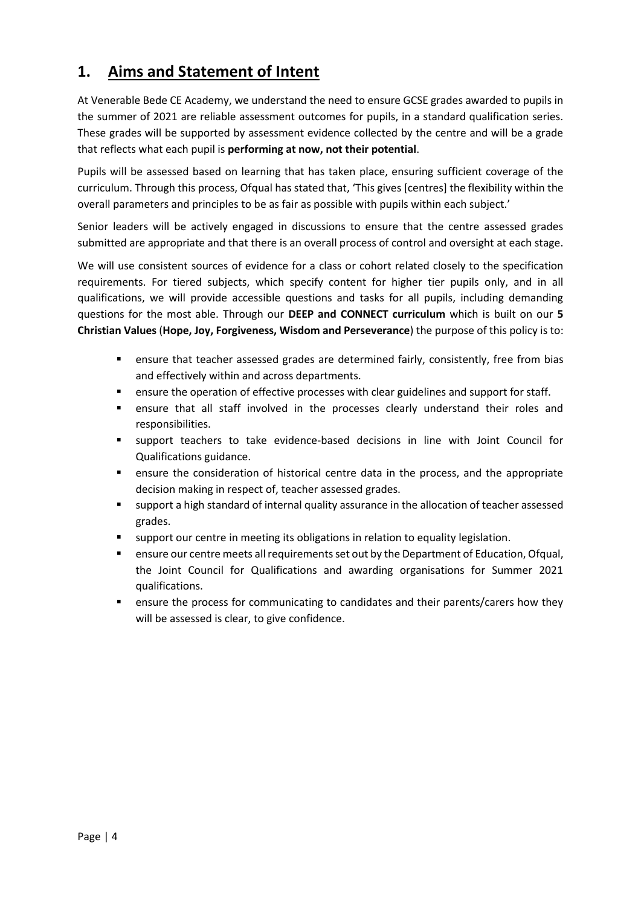## 1. Aims and Statement of Intent

At Venerable Bede CE Academy, we understand the need to ensure GCSE grades awarded to pupils in the summer of 2021 are reliable assessment outcomes for pupils, in a standard qualification series. These grades will be supported by assessment evidence collected by the centre and will be a grade that reflects what each pupil is **performing at now, not their potential**.

Pupils will be assessed based on learning that has taken place, ensuring sufficient coverage of the curriculum. Through this process, Ofqual has stated that, 'This gives [centres] the flexibility within the overall parameters and principles to be as fair as possible with pupils within each subject.'

Senior leaders will be actively engaged in discussions to ensure that the centre assessed grades submitted are appropriate and that there is an overall process of control and oversight at each stage.

We will use consistent sources of evidence for a class or cohort related closely to the specification requirements. For tiered subjects, which specify content for higher tier pupils only, and in all qualifications, we will provide accessible questions and tasks for all pupils, including demanding questions for the most able. Through our **DEEP and CONNECT curriculum** which is built on our **5 Christian Values** (**Hope, Joy, Forgiveness, Wisdom and Perseverance**) the purpose of this policy is to:

- ensure that teacher assessed grades are determined fairly, consistently, free from bias and effectively within and across departments.
- ensure the operation of effective processes with clear guidelines and support for staff.
- ensure that all staff involved in the processes clearly understand their roles and responsibilities.
- support teachers to take evidence-based decisions in line with Joint Council for Qualifications guidance.
- ensure the consideration of historical centre data in the process, and the appropriate decision making in respect of, teacher assessed grades.
- support a high standard of internal quality assurance in the allocation of teacher assessed grades.
- support our centre in meeting its obligations in relation to equality legislation.
- ensure our centre meets all requirements set out by the Department of Education, Ofqual, the Joint Council for Qualifications and awarding organisations for Summer 2021 qualifications.
- ensure the process for communicating to candidates and their parents/carers how they will be assessed is clear, to give confidence.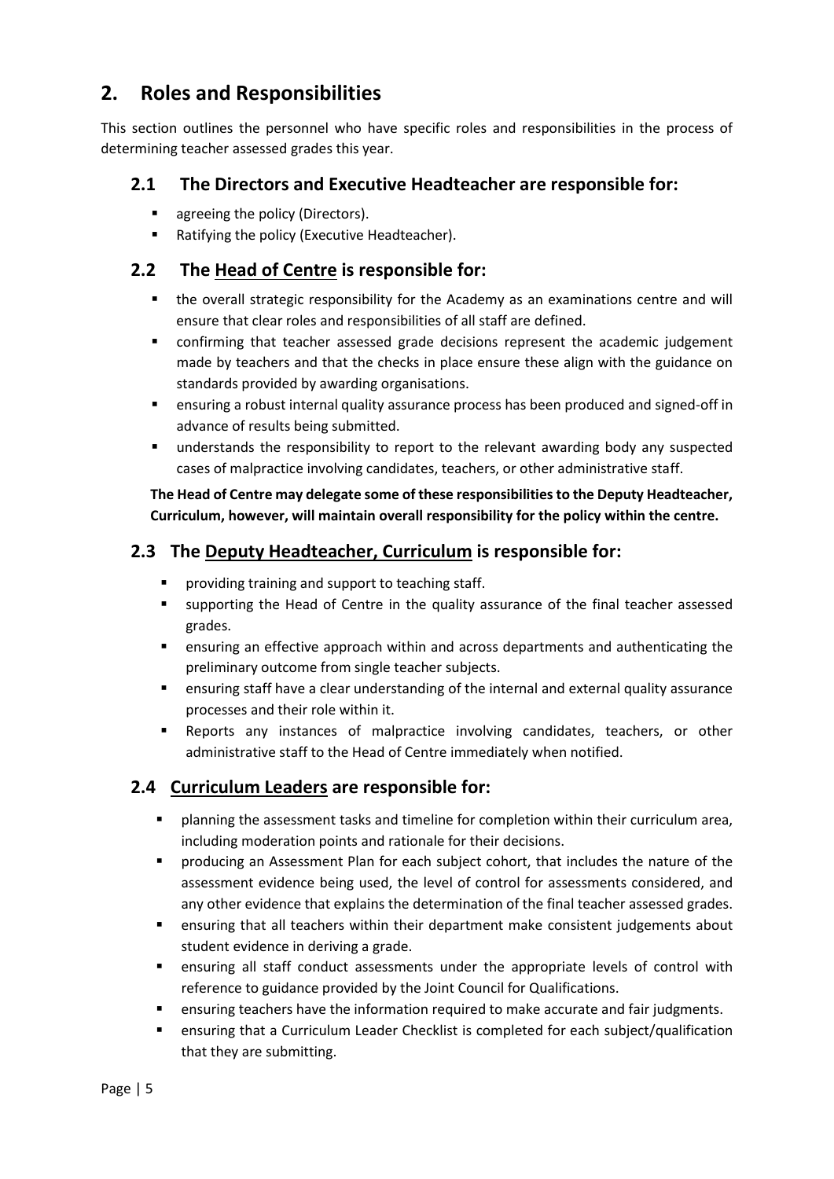## 2. Roles and Responsibilities

This section outlines the personnel who have specific roles and responsibilities in the process of determining teacher assessed grades this year.

### 2.1 The Directors and Executive Headteacher are responsible for:

- agreeing the policy (Directors).
- Ratifying the policy (Executive Headteacher).

### 2.2 The Head of Centre is responsible for:

- the overall strategic responsibility for the Academy as an examinations centre and will ensure that clear roles and responsibilities of all staff are defined.
- confirming that teacher assessed grade decisions represent the academic judgement made by teachers and that the checks in place ensure these align with the guidance on standards provided by awarding organisations.
- ensuring a robust internal quality assurance process has been produced and signed-off in advance of results being submitted.
- understands the responsibility to report to the relevant awarding body any suspected cases of malpractice involving candidates, teachers, or other administrative staff.

**The Head of Centre may delegate some of these responsibilities to the Deputy Headteacher, Curriculum, however, will maintain overall responsibility for the policy within the centre.**

### 2.3 The Deputy Headteacher, Curriculum is responsible for:

- providing training and support to teaching staff.
- supporting the Head of Centre in the quality assurance of the final teacher assessed grades.
- ensuring an effective approach within and across departments and authenticating the preliminary outcome from single teacher subjects.
- ensuring staff have a clear understanding of the internal and external quality assurance processes and their role within it.
- Reports any instances of malpractice involving candidates, teachers, or other administrative staff to the Head of Centre immediately when notified.

### 2.4 Curriculum Leaders are responsible for:

- planning the assessment tasks and timeline for completion within their curriculum area, including moderation points and rationale for their decisions.
- producing an Assessment Plan for each subject cohort, that includes the nature of the assessment evidence being used, the level of control for assessments considered, and any other evidence that explains the determination of the final teacher assessed grades.
- ensuring that all teachers within their department make consistent judgements about student evidence in deriving a grade.
- ensuring all staff conduct assessments under the appropriate levels of control with reference to guidance provided by the Joint Council for Qualifications.
- ensuring teachers have the information required to make accurate and fair judgments.
- ensuring that a Curriculum Leader Checklist is completed for each subject/qualification that they are submitting.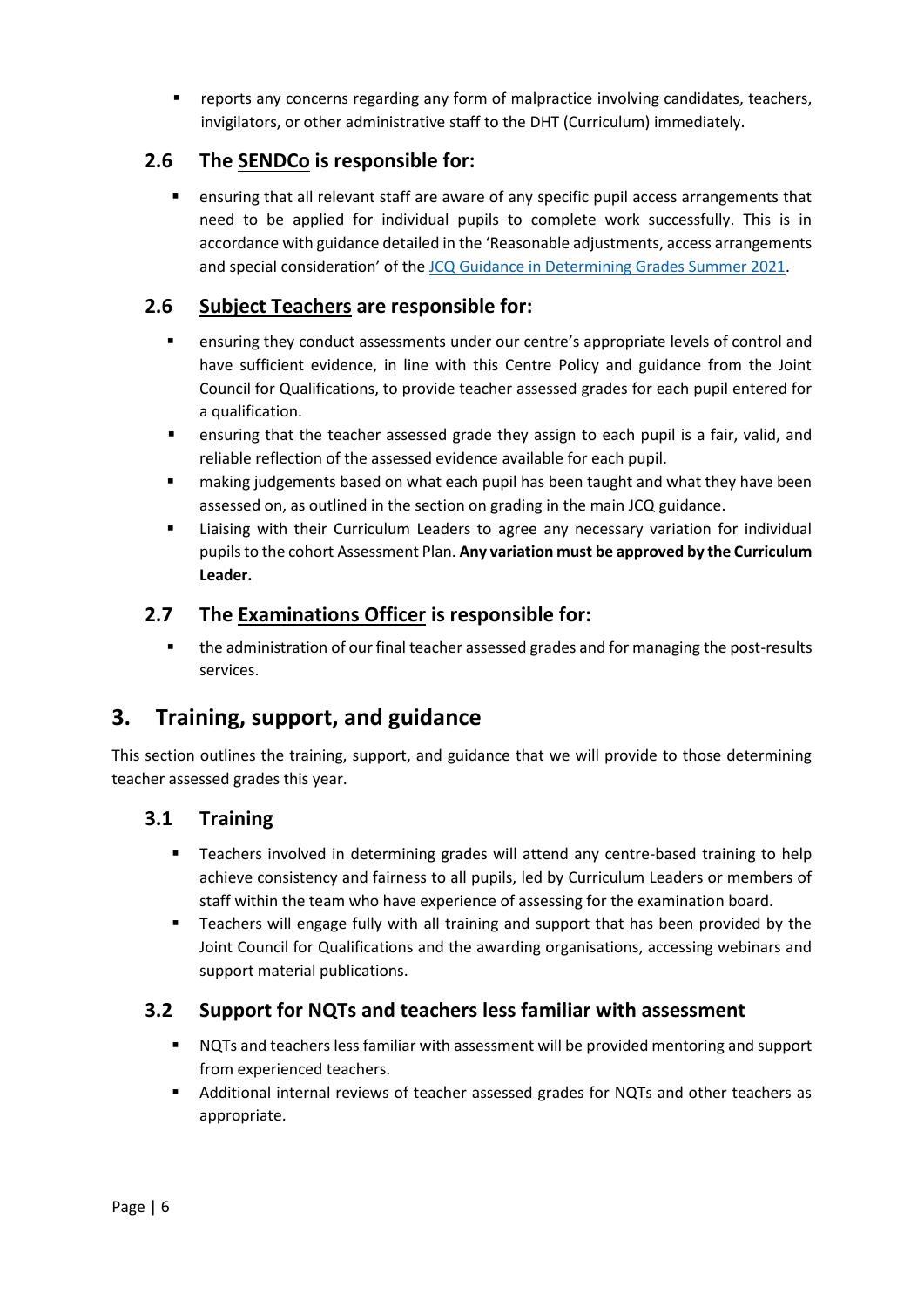- reports any concerns regarding any form of malpractice involving candidates, teachers, invigilators, or other administrative staff to the DHT (Curriculum) immediately.

### 2.6 The SENDCo is responsible for:

- ensuring that all relevant staff are aware of any specific pupil access arrangements that need to be applied for individual pupils to complete work successfully. This is in accordance with guidance detailed in the 'Reasonable adjustments, access arrangements and special consideration' of the [JCQ Guidance in Determining Grades Summer 2021](JCQ Guidance in Determining Grades Summer 2021).

### 2.6 Subject Teachers are responsible for:

- ensuring they conduct assessments under our centre's appropriate levels of control and have sufficient evidence, in line with this Centre Policy and guidance from the Joint Council for Qualifications, to provide teacher assessed grades for each pupil entered for a qualification.
- ensuring that the teacher assessed grade they assign to each pupil is a fair, valid, and reliable reflection of the assessed evidence available for each pupil.
- making judgements based on what each pupil has been taught and what they have been assessed on, as outlined in the section on grading in the main JCQ guidance.
- Liaising with their Curriculum Leaders to agree any necessary variation for individual pupils to the cohort Assessment Plan. **Any variation must be approved by the Curriculum Leader.**

### 2.7 The Examinations Officer is responsible for:

- the administration of our final teacher assessed grades and for managing the post-results services.

## 3. Training, support, and guidance

This section outlines the training, support, and guidance that we will provide to those determining teacher assessed grades this year.

### 3.1 Training

- Teachers involved in determining grades will attend any centre-based training to help achieve consistency and fairness to all pupils, led by Curriculum Leaders or members of staff within the team who have experience of assessing for the examination board.
- Teachers will engage fully with all training and support that has been provided by the Joint Council for Qualifications and the awarding organisations, accessing webinars and support material publications.

### 3.2 Support for NQTs and teachers less familiar with assessment

- NQTs and teachers less familiar with assessment will be provided mentoring and support from experienced teachers.
- Additional internal reviews of teacher assessed grades for NQTs and other teachers as appropriate.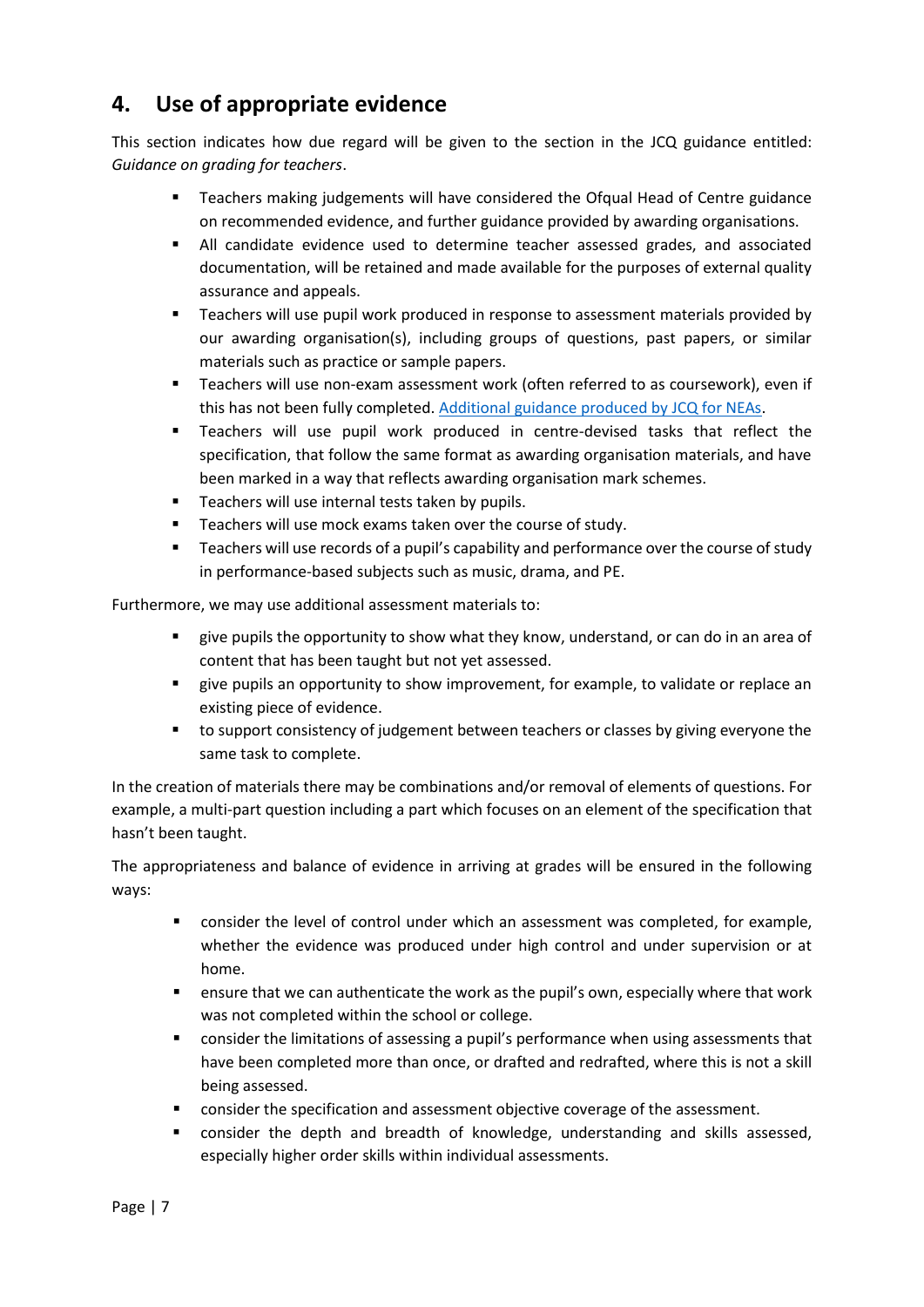## 4. Use of appropriate evidence

This section indicates how due regard will be given to the section in the JCQ guidance entitled: *Guidance on grading for teachers*.

- Teachers making judgements will have considered the Ofqual Head of Centre guidance on recommended evidence, and further guidance provided by awarding organisations.
- All candidate evidence used to determine teacher assessed grades, and associated documentation, will be retained and made available for the purposes of external quality assurance and appeals.
- Teachers will use pupil work produced in response to assessment materials provided by our awarding organisation(s), including groups of questions, past papers, or similar materials such as practice or sample papers.
- Teachers will use non-exam assessment work (often referred to as coursework), even if this has not been fully completed. [Additional guidance produced by JCQ for NEAs](#).
- Teachers will use pupil work produced in centre-devised tasks that reflect the specification, that follow the same format as awarding organisation materials, and have been marked in a way that reflects awarding organisation mark schemes.
- Teachers will use internal tests taken by pupils.
- Teachers will use mock exams taken over the course of study.
- Teachers will use records of a pupil's capability and performance over the course of study in performance-based subjects such as music, drama, and PE.

Furthermore, we may use additional assessment materials to:

- give pupils the opportunity to show what they know, understand, or can do in an area of content that has been taught but not yet assessed.
- give pupils an opportunity to show improvement, for example, to validate or replace an existing piece of evidence.
- to support consistency of judgement between teachers or classes by giving everyone the same task to complete.

In the creation of materials there may be combinations and/or removal of elements of questions. For example, a multi-part question including a part which focuses on an element of the specification that hasn't been taught.

The appropriateness and balance of evidence in arriving at grades will be ensured in the following ways:

- consider the level of control under which an assessment was completed, for example, whether the evidence was produced under high control and under supervision or at home.
- ensure that we can authenticate the work as the pupil's own, especially where that work was not completed within the school or college.
- consider the limitations of assessing a pupil's performance when using assessments that have been completed more than once, or drafted and redrafted, where this is not a skill being assessed.
- consider the specification and assessment objective coverage of the assessment.
- consider the depth and breadth of knowledge, understanding and skills assessed, especially higher order skills within individual assessments.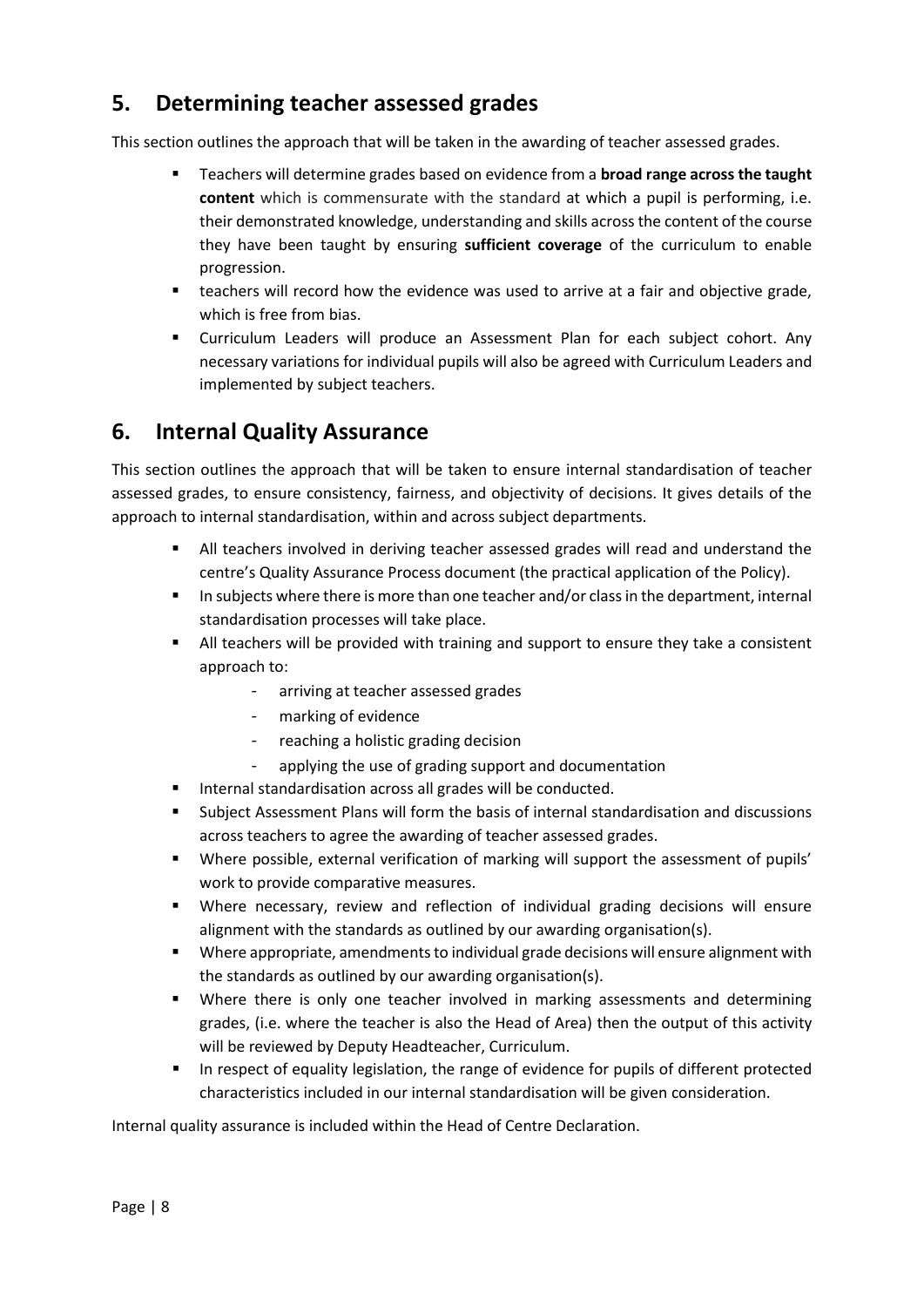## 5. Determining teacher assessed grades

This section outlines the approach that will be taken in the awarding of teacher assessed grades.

- Teachers will determine grades based on evidence from a **broad range across the taught content** which is commensurate with the standard at which a pupil is performing, i.e. their demonstrated knowledge, understanding and skills across the content of the course they have been taught by ensuring **sufficient coverage** of the curriculum to enable progression.
- teachers will record how the evidence was used to arrive at a fair and objective grade, which is free from bias.
- Curriculum Leaders will produce an Assessment Plan for each subject cohort. Any necessary variations for individual pupils will also be agreed with Curriculum Leaders and implemented by subject teachers.

## 6. Internal Quality Assurance

This section outlines the approach that will be taken to ensure internal standardisation of teacher assessed grades, to ensure consistency, fairness, and objectivity of decisions. It gives details of the approach to internal standardisation, within and across subject departments.

- All teachers involved in deriving teacher assessed grades will read and understand the centre's Quality Assurance Process document (the practical application of the Policy).
- In subjects where there is more than one teacher and/or class in the department, internal standardisation processes will take place.
- All teachers will be provided with training and support to ensure they take a consistent approach to:
    - arriving at teacher assessed grades
    - marking of evidence
    - reaching a holistic grading decision
    - applying the use of grading support and documentation
- Internal standardisation across all grades will be conducted.
- Subject Assessment Plans will form the basis of internal standardisation and discussions across teachers to agree the awarding of teacher assessed grades.
- Where possible, external verification of marking will support the assessment of pupils' work to provide comparative measures.
- Where necessary, review and reflection of individual grading decisions will ensure alignment with the standards as outlined by our awarding organisation(s).
- Where appropriate, amendments to individual grade decisions will ensure alignment with the standards as outlined by our awarding organisation(s).
- Where there is only one teacher involved in marking assessments and determining grades, (i.e. where the teacher is also the Head of Area) then the output of this activity will be reviewed by Deputy Headteacher, Curriculum.
- In respect of equality legislation, the range of evidence for pupils of different protected characteristics included in our internal standardisation will be given consideration.

Internal quality assurance is included within the Head of Centre Declaration.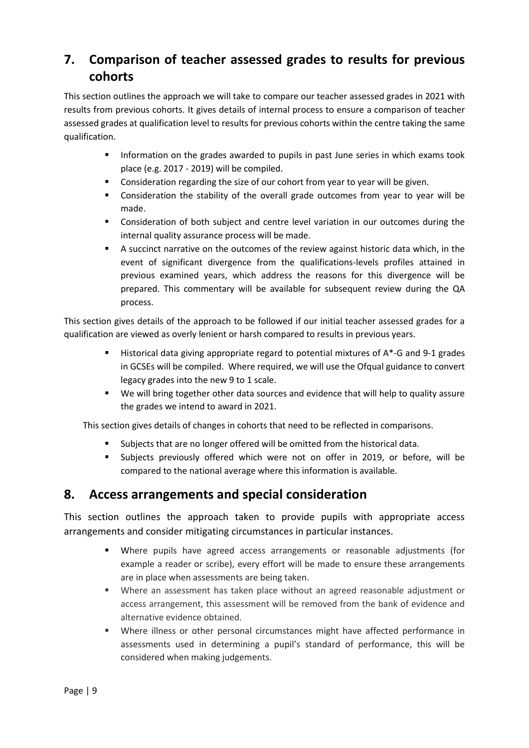## 7. Comparison of teacher assessed grades to results for previous cohorts

This section outlines the approach we will take to compare our teacher assessed grades in 2021 with results from previous cohorts. It gives details of internal process to ensure a comparison of teacher assessed grades at qualification level to results for previous cohorts within the centre taking the same qualification.

- Information on the grades awarded to pupils in past June series in which exams took place (e.g. 2017 - 2019) will be compiled.
- Consideration regarding the size of our cohort from year to year will be given.
- Consideration the stability of the overall grade outcomes from year to year will be made.
- Consideration of both subject and centre level variation in our outcomes during the internal quality assurance process will be made.
- A succinct narrative on the outcomes of the review against historic data which, in the event of significant divergence from the qualifications-levels profiles attained in previous examined years, which address the reasons for this divergence will be prepared. This commentary will be available for subsequent review during the QA process.

This section gives details of the approach to be followed if our initial teacher assessed grades for a qualification are viewed as overly lenient or harsh compared to results in previous years.

- Historical data giving appropriate regard to potential mixtures of A*-G and 9-1 grades in GCSEs will be compiled. Where required, we will use the Ofqual guidance to convert legacy grades into the new 9 to 1 scale.
- We will bring together other data sources and evidence that will help to quality assure the grades we intend to award in 2021.

This section gives details of changes in cohorts that need to be reflected in comparisons.

- Subjects that are no longer offered will be omitted from the historical data.
- Subjects previously offered which were not on offer in 2019, or before, will be compared to the national average where this information is available.

## 8. Access arrangements and special consideration

This section outlines the approach taken to provide pupils with appropriate access arrangements and consider mitigating circumstances in particular instances.

- Where pupils have agreed access arrangements or reasonable adjustments (for example a reader or scribe), every effort will be made to ensure these arrangements are in place when assessments are being taken.
- Where an assessment has taken place without an agreed reasonable adjustment or access arrangement, this assessment will be removed from the bank of evidence and alternative evidence obtained.
- Where illness or other personal circumstances might have affected performance in assessments used in determining a pupil's standard of performance, this will be considered when making judgements.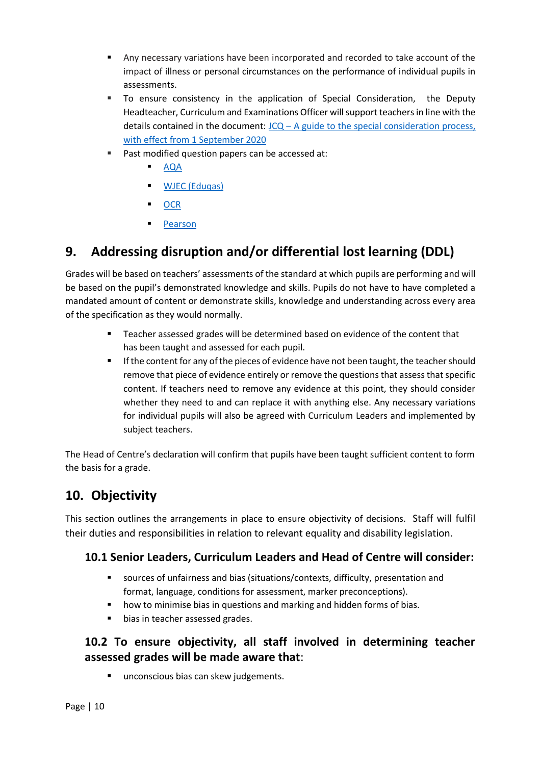- Any necessary variations have been incorporated and recorded to take account of the impact of illness or personal circumstances on the performance of individual pupils in assessments.
- To ensure consistency in the application of Special Consideration, the Deputy Headteacher, Curriculum and Examinations Officer will support teachers in line with the details contained in the document: JCQ – A guide to the special consideration process, with effect from 1 September 2020
- Past modified question papers can be accessed at:
    - AQA
    - WJEC (Eduqas)
    - OCR
    - Pearson

## 9. Addressing disruption and/or differential lost learning (DDL)

Grades will be based on teachers' assessments of the standard at which pupils are performing and will be based on the pupil's demonstrated knowledge and skills. Pupils do not have to have completed a mandated amount of content or demonstrate skills, knowledge and understanding across every area of the specification as they would normally.

- Teacher assessed grades will be determined based on evidence of the content that has been taught and assessed for each pupil.
- If the content for any of the pieces of evidence have not been taught, the teacher should remove that piece of evidence entirely or remove the questions that assess that specific content. If teachers need to remove any evidence at this point, they should consider whether they need to and can replace it with anything else. Any necessary variations for individual pupils will also be agreed with Curriculum Leaders and implemented by subject teachers.

The Head of Centre's declaration will confirm that pupils have been taught sufficient content to form the basis for a grade.

## 10. Objectivity

This section outlines the arrangements in place to ensure objectivity of decisions. Staff will fulfil their duties and responsibilities in relation to relevant equality and disability legislation.

### 10.1 Senior Leaders, Curriculum Leaders and Head of Centre will consider:

- sources of unfairness and bias (situations/contexts, difficulty, presentation and format, language, conditions for assessment, marker preconceptions).
- how to minimise bias in questions and marking and hidden forms of bias.
- bias in teacher assessed grades.

### 10.2 To ensure objectivity, all staff involved in determining teacher assessed grades will be made aware that:

- unconscious bias can skew judgements.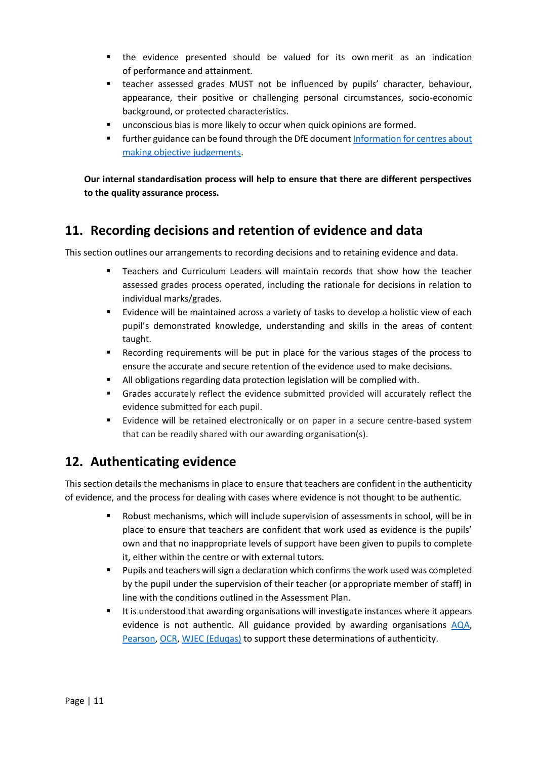- the evidence presented should be valued for its own merit as an indication of performance and attainment.
- teacher assessed grades MUST not be influenced by pupils' character, behaviour, appearance, their positive or challenging personal circumstances, socio-economic background, or protected characteristics.
- unconscious bias is more likely to occur when quick opinions are formed.
- further guidance can be found through the DfE document [Information for centres about making objective judgements](#).

**Our internal standardisation process will help to ensure that there are different perspectives to the quality assurance process.**

## 11. Recording decisions and retention of evidence and data

This section outlines our arrangements to recording decisions and to retaining evidence and data.

- Teachers and Curriculum Leaders will maintain records that show how the teacher assessed grades process operated, including the rationale for decisions in relation to individual marks/grades.
- Evidence will be maintained across a variety of tasks to develop a holistic view of each pupil's demonstrated knowledge, understanding and skills in the areas of content taught.
- Recording requirements will be put in place for the various stages of the process to ensure the accurate and secure retention of the evidence used to make decisions.
- All obligations regarding data protection legislation will be complied with.
- Grades accurately reflect the evidence submitted provided will accurately reflect the evidence submitted for each pupil.
- Evidence will be retained electronically or on paper in a secure centre-based system that can be readily shared with our awarding organisation(s).

## 12. Authenticating evidence

This section details the mechanisms in place to ensure that teachers are confident in the authenticity of evidence, and the process for dealing with cases where evidence is not thought to be authentic.

- Robust mechanisms, which will include supervision of assessments in school, will be in place to ensure that teachers are confident that work used as evidence is the pupils' own and that no inappropriate levels of support have been given to pupils to complete it, either within the centre or with external tutors.
- Pupils and teachers will sign a declaration which confirms the work used was completed by the pupil under the supervision of their teacher (or appropriate member of staff) in line with the conditions outlined in the Assessment Plan.
- It is understood that awarding organisations will investigate instances where it appears evidence is not authentic. All guidance provided by awarding organisations [AQA](#), [Pearson](#), [OCR](#), [WJEC (Eduqas)](#) to support these determinations of authenticity.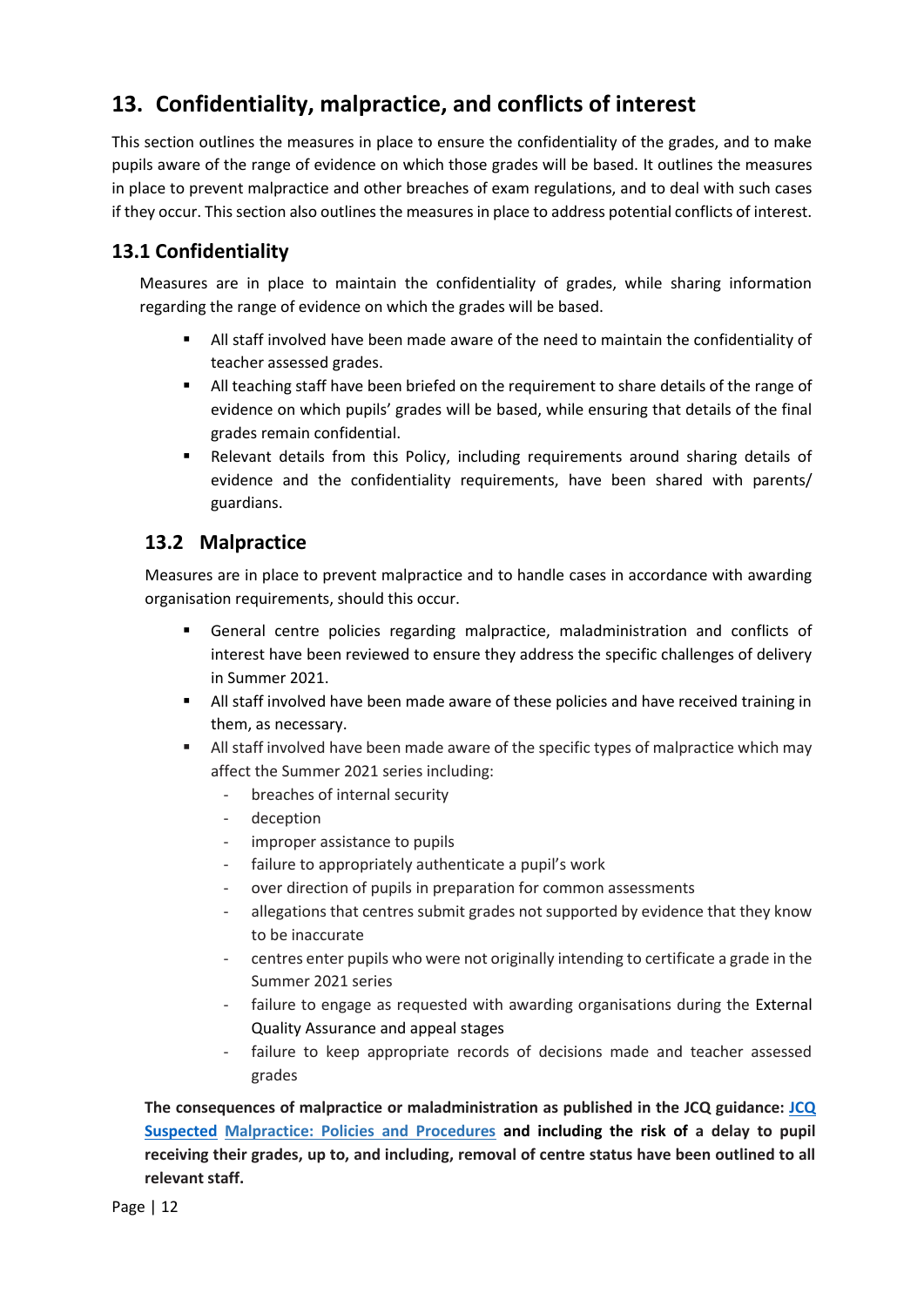## 13. Confidentiality, malpractice, and conflicts of interest

This section outlines the measures in place to ensure the confidentiality of the grades, and to make pupils aware of the range of evidence on which those grades will be based. It outlines the measures in place to prevent malpractice and other breaches of exam regulations, and to deal with such cases if they occur. This section also outlines the measures in place to address potential conflicts of interest.

### 13.1 Confidentiality

Measures are in place to maintain the confidentiality of grades, while sharing information regarding the range of evidence on which the grades will be based.

- All staff involved have been made aware of the need to maintain the confidentiality of teacher assessed grades.
- All teaching staff have been briefed on the requirement to share details of the range of evidence on which pupils' grades will be based, while ensuring that details of the final grades remain confidential.
- Relevant details from this Policy, including requirements around sharing details of evidence and the confidentiality requirements, have been shared with parents/ guardians.

### 13.2 Malpractice

Measures are in place to prevent malpractice and to handle cases in accordance with awarding organisation requirements, should this occur.

- General centre policies regarding malpractice, maladministration and conflicts of interest have been reviewed to ensure they address the specific challenges of delivery in Summer 2021.
- All staff involved have been made aware of these policies and have received training in them, as necessary.
- All staff involved have been made aware of the specific types of malpractice which may affect the Summer 2021 series including:
  - breaches of internal security
  - deception
  - improper assistance to pupils
  - failure to appropriately authenticate a pupil's work
  - over direction of pupils in preparation for common assessments
  - allegations that centres submit grades not supported by evidence that they know to be inaccurate
  - centres enter pupils who were not originally intending to certificate a grade in the Summer 2021 series
  - failure to engage as requested with awarding organisations during the External Quality Assurance and appeal stages
  - failure to keep appropriate records of decisions made and teacher assessed grades

**The consequences of malpractice or maladministration as published in the JCQ guidance: JCQ Suspected Malpractice: Policies and Procedures and including the risk of a delay to pupil receiving their grades, up to, and including, removal of centre status have been outlined to all relevant staff.**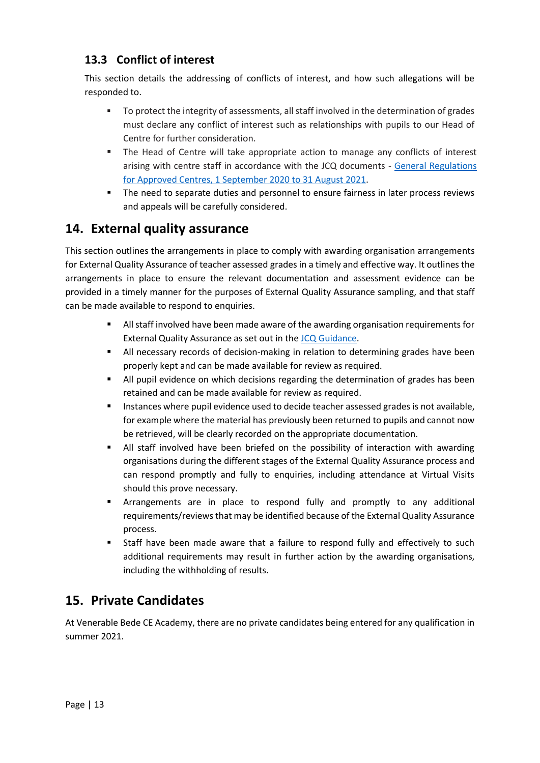### 13.3 Conflict of interest

This section details the addressing of conflicts of interest, and how such allegations will be responded to.

- To protect the integrity of assessments, all staff involved in the determination of grades must declare any conflict of interest such as relationships with pupils to our Head of Centre for further consideration.
- The Head of Centre will take appropriate action to manage any conflicts of interest arising with centre staff in accordance with the JCQ documents - General Regulations for Approved Centres, 1 September 2020 to 31 August 2021.
- The need to separate duties and personnel to ensure fairness in later process reviews and appeals will be carefully considered.

## 14. External quality assurance

This section outlines the arrangements in place to comply with awarding organisation arrangements for External Quality Assurance of teacher assessed grades in a timely and effective way. It outlines the arrangements in place to ensure the relevant documentation and assessment evidence can be provided in a timely manner for the purposes of External Quality Assurance sampling, and that staff can be made available to respond to enquiries.

- All staff involved have been made aware of the awarding organisation requirements for External Quality Assurance as set out in the JCQ Guidance.
- All necessary records of decision-making in relation to determining grades have been properly kept and can be made available for review as required.
- All pupil evidence on which decisions regarding the determination of grades has been retained and can be made available for review as required.
- Instances where pupil evidence used to decide teacher assessed grades is not available, for example where the material has previously been returned to pupils and cannot now be retrieved, will be clearly recorded on the appropriate documentation.
- All staff involved have been briefed on the possibility of interaction with awarding organisations during the different stages of the External Quality Assurance process and can respond promptly and fully to enquiries, including attendance at Virtual Visits should this prove necessary.
- Arrangements are in place to respond fully and promptly to any additional requirements/reviews that may be identified because of the External Quality Assurance process.
- Staff have been made aware that a failure to respond fully and effectively to such additional requirements may result in further action by the awarding organisations, including the withholding of results.

## 15. Private Candidates

At Venerable Bede CE Academy, there are no private candidates being entered for any qualification in summer 2021.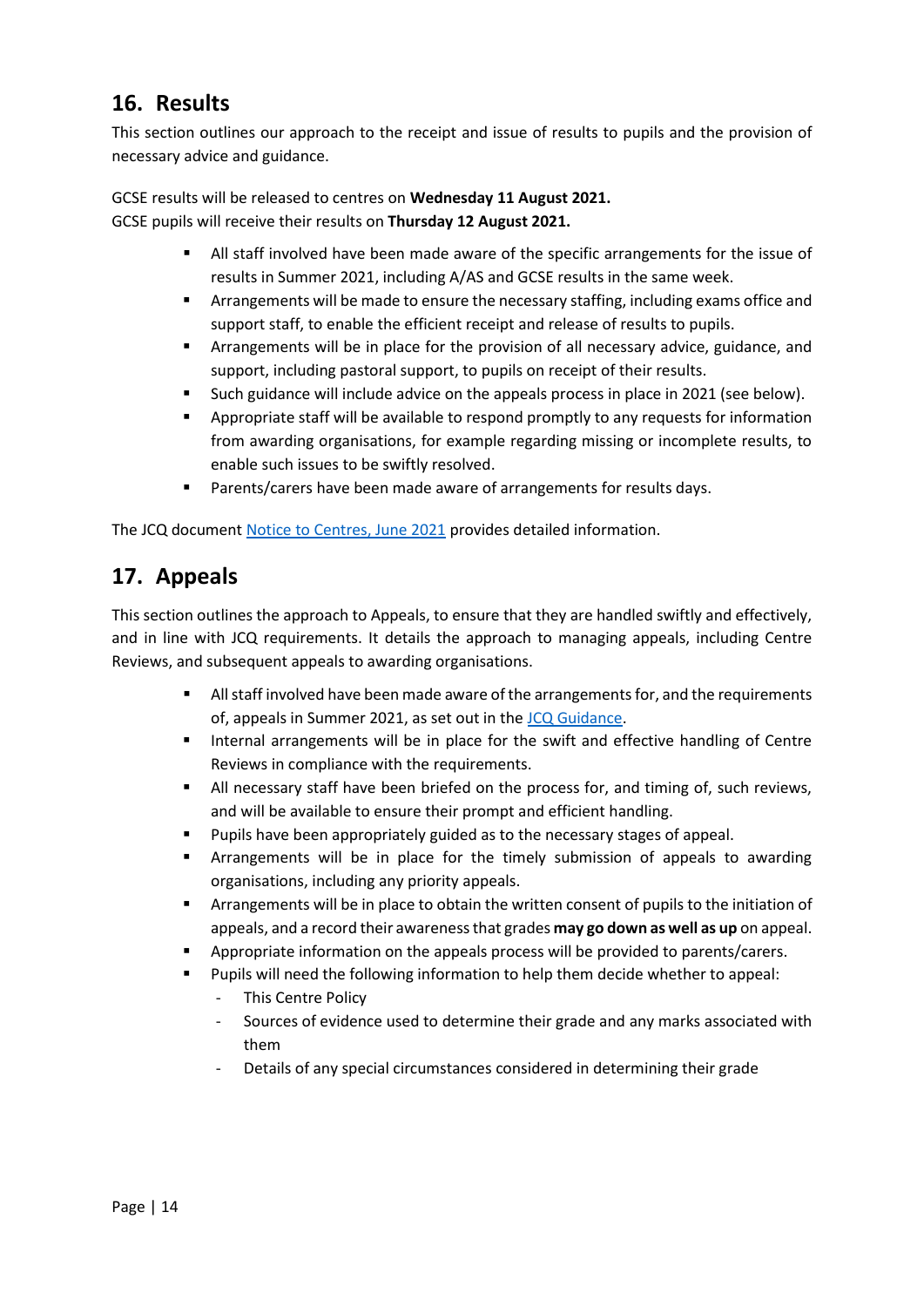## 16. Results

This section outlines our approach to the receipt and issue of results to pupils and the provision of necessary advice and guidance.

GCSE results will be released to centres on **Wednesday 11 August 2021.**
GCSE pupils will receive their results on **Thursday 12 August 2021.**

- All staff involved have been made aware of the specific arrangements for the issue of results in Summer 2021, including A/AS and GCSE results in the same week.
- Arrangements will be made to ensure the necessary staffing, including exams office and support staff, to enable the efficient receipt and release of results to pupils.
- Arrangements will be in place for the provision of all necessary advice, guidance, and support, including pastoral support, to pupils on receipt of their results.
- Such guidance will include advice on the appeals process in place in 2021 (see below).
- Appropriate staff will be available to respond promptly to any requests for information from awarding organisations, for example regarding missing or incomplete results, to enable such issues to be swiftly resolved.
- Parents/carers have been made aware of arrangements for results days.

The JCQ document Notice to Centres, June 2021 provides detailed information.

## 17. Appeals

This section outlines the approach to Appeals, to ensure that they are handled swiftly and effectively, and in line with JCQ requirements. It details the approach to managing appeals, including Centre Reviews, and subsequent appeals to awarding organisations.

- All staff involved have been made aware of the arrangements for, and the requirements of, appeals in Summer 2021, as set out in the JCQ Guidance.
- Internal arrangements will be in place for the swift and effective handling of Centre Reviews in compliance with the requirements.
- All necessary staff have been briefed on the process for, and timing of, such reviews, and will be available to ensure their prompt and efficient handling.
- Pupils have been appropriately guided as to the necessary stages of appeal.
- Arrangements will be in place for the timely submission of appeals to awarding organisations, including any priority appeals.
- Arrangements will be in place to obtain the written consent of pupils to the initiation of appeals, and a record their awareness that grades **may go down as well as up** on appeal.
- Appropriate information on the appeals process will be provided to parents/carers.
- Pupils will need the following information to help them decide whether to appeal:
  - This Centre Policy
  - Sources of evidence used to determine their grade and any marks associated with them
  - Details of any special circumstances considered in determining their grade